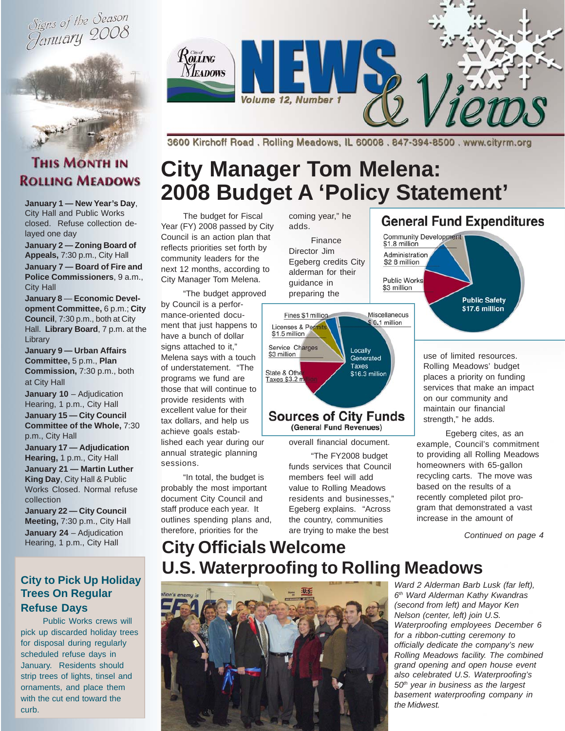Signs of the Season January 2008

# Rolling Meadows NEWS & Views

Volume 12, Number 1

3600 Kirchoff Road . Rolling Meadows, IL 60008 . 847-394-8500 . www.cityrm.org

## THIS MONTH IN ROLLING MEADOWS

**January 1 — New Year's Day**, City Hall and Public Works closed. Refuse collection delayed one day

**January 2 — Zoning Board of Appeals,** 7:30 p.m., City Hall

**January 7 — Board of Fire and Police Commissioners**, 9 a.m., City Hall

**January 8** — **Economic Development Committee,** 6 p.m.; **City Council**, 7:30 p.m., both at City Hall. **Library Board**, 7 p.m. at the Library

**January 9 — Urban Affairs Committee,** 5 p.m., **Plan Commission,** 7:30 p.m., both at City Hall

**January 10** – Adjudication Hearing, 1 p.m., City Hall

**January 15 — City Council Committee of the Whole,** 7:30 p.m., City Hall

**January 17 — Adjudication Hearing,** 1 p.m., City Hall

**January 21 — Martin Luther King Day**, City Hall & Public Works Closed. Normal refuse collection

**January 22 — City Council Meeting,** 7:30 p.m., City Hall

**January 24** – Adjudication Hearing, 1 p.m., City Hall

### City to Pick Up Holiday Trees On Regular Refuse Days

Public Works crews will pick up discarded holiday trees for disposal during regularly scheduled refuse days in January. Residents should strip trees of lights, tinsel and ornaments, and place them with the cut end toward the curb.

# City Manager Tom Melena: 2008 Budget A 'Policy Statement'

The budget for Fiscal Year (FY) 2008 passed by City Council is an action plan that reflects priorities set forth by community leaders for the next 12 months, according to City Manager Tom Melena.

"The budget approved by Council is a performance-oriented document that just happens to have a bunch of dollar signs attached to it," Melena says with a touch of understatement. "The programs we fund are those that will continue to provide residents with excellent value for their tax dollars, and help us achieve goals established each year during our annual strategic planning sessions.

"In total, the budget is probably the most important document City Council and staff produce each year. It outlines spending plans and, therefore, priorities for the coming year," he adds.

Finance Director Jim Egeberg credits City alderman for their guidance in preparing the overall financial document.

"The FY2008 budget funds services that Council members feel will add value to Rolling Meadows residents and businesses," Egeberg explains. "Across the country, communities are trying to make the best use of limited resources. Rolling Meadows' budget places a priority on funding services that make an impact on our community and maintain our financial strength," he adds.

Egeberg cites, as an example, Council's commitment to providing all Rolling Meadows homeowners with 65-gallon recycling carts. The move was based on the results of a recently completed pilot program that demonstrated a vast increase in the amount of

*Continued on page 4*

**General Fund Expenditures**

Community Development $1.8 million
Administration $2.8 million
Public Works $3 million
Public Safety $17.6 million

**Sources of City Funds**
(General Fund Revenues)

Fines $1 million
Miscellaneous $0.1 million
Licenses & Permits $1.5 million
Service Charges $3 million
State & Other Taxes $3.2 million
Locally Generated Taxes $16.3 million

# City Officials Welcome U.S. Waterproofing to Rolling Meadows

*Ward 2 Alderman Barb Lusk (far left), 6th Ward Alderman Kathy Kwandras (second from left) and Mayor Ken Nelson (center, left) join U.S. Waterproofing employees December 6 for a ribbon-cutting ceremony to officially dedicate the company's new Rolling Meadows facility. The combined grand opening and open house event also celebrated U.S. Waterproofing's 50th year in business as the largest basement waterproofing company in the Midwest.*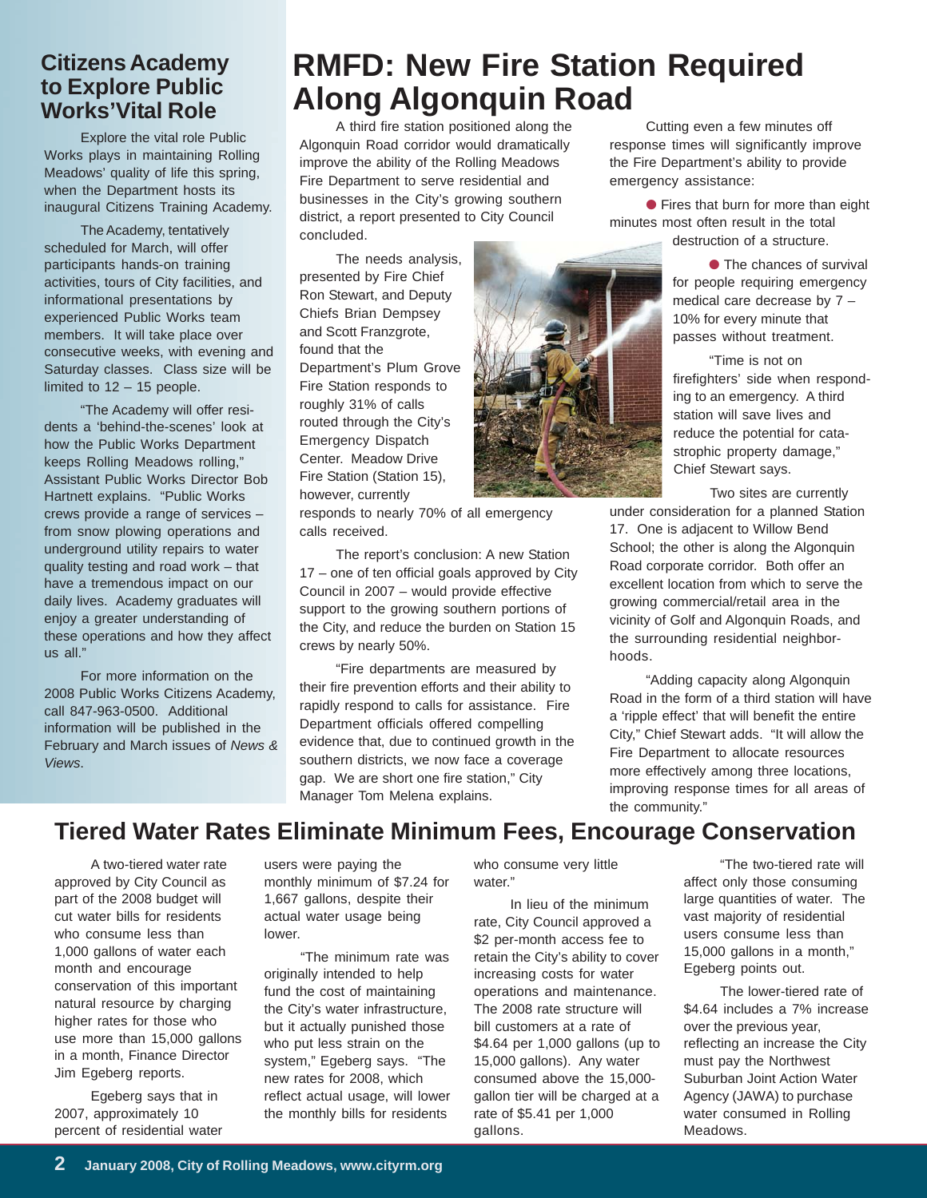## Citizens Academy to Explore Public Works' Vital Role

Explore the vital role Public Works plays in maintaining Rolling Meadows' quality of life this spring, when the Department hosts its inaugural Citizens Training Academy.

The Academy, tentatively scheduled for March, will offer participants hands-on training activities, tours of City facilities, and informational presentations by experienced Public Works team members. It will take place over consecutive weeks, with evening and Saturday classes. Class size will be limited to 12 – 15 people.

"The Academy will offer residents a 'behind-the-scenes' look at how the Public Works Department keeps Rolling Meadows rolling," Assistant Public Works Director Bob Hartnett explains. "Public Works crews provide a range of services – from snow plowing operations and underground utility repairs to water quality testing and road work – that have a tremendous impact on our daily lives. Academy graduates will enjoy a greater understanding of these operations and how they affect us all."

For more information on the 2008 Public Works Citizens Academy, call 847-963-0500. Additional information will be published in the February and March issues of *News & Views*.

# RMFD: New Fire Station Required Along Algonquin Road

A third fire station positioned along the Algonquin Road corridor would dramatically improve the ability of the Rolling Meadows Fire Department to serve residential and businesses in the City's growing southern district, a report presented to City Council concluded.

The needs analysis, presented by Fire Chief Ron Stewart, and Deputy Chiefs Brian Dempsey and Scott Franzgrote, found that the Department's Plum Grove Fire Station responds to roughly 31% of calls routed through the City's Emergency Dispatch Center. Meadow Drive Fire Station (Station 15), however, currently responds to nearly 70% of all emergency calls received.

The report's conclusion: A new Station 17 – one of ten official goals approved by City Council in 2007 – would provide effective support to the growing southern portions of the City, and reduce the burden on Station 15 crews by nearly 50%.

"Fire departments are measured by their fire prevention efforts and their ability to rapidly respond to calls for assistance. Fire Department officials offered compelling evidence that, due to continued growth in the southern districts, we now face a coverage gap. We are short one fire station," City Manager Tom Melena explains.

Cutting even a few minutes off response times will significantly improve the Fire Department's ability to provide emergency assistance:

- Fires that burn for more than eight minutes most often result in the total destruction of a structure.
- The chances of survival for people requiring emergency medical care decrease by 7 – 10% for every minute that passes without treatment.

"Time is not on firefighters' side when responding to an emergency. A third station will save lives and reduce the potential for catastrophic property damage," Chief Stewart says.

Two sites are currently under consideration for a planned Station 17. One is adjacent to Willow Bend School; the other is along the Algonquin Road corporate corridor. Both offer an excellent location from which to serve the growing commercial/retail area in the vicinity of Golf and Algonquin Roads, and the surrounding residential neighborhoods.

"Adding capacity along Algonquin Road in the form of a third station will have a 'ripple effect' that will benefit the entire City," Chief Stewart adds. "It will allow the Fire Department to allocate resources more effectively among three locations, improving response times for all areas of the community."

# Tiered Water Rates Eliminate Minimum Fees, Encourage Conservation

A two-tiered water rate approved by City Council as part of the 2008 budget will cut water bills for residents who consume less than 1,000 gallons of water each month and encourage conservation of this important natural resource by charging higher rates for those who use more than 15,000 gallons in a month, Finance Director Jim Egeberg reports.

Egeberg says that in 2007, approximately 10 percent of residential water users were paying the monthly minimum of $7.24 for 1,667 gallons, despite their actual water usage being lower.

"The minimum rate was originally intended to help fund the cost of maintaining the City's water infrastructure, but it actually punished those who put less strain on the system," Egeberg says. "The new rates for 2008, which reflect actual usage, will lower the monthly bills for residents who consume very little water."

In lieu of the minimum rate, City Council approved a $2 per-month access fee to retain the City's ability to cover increasing costs for water operations and maintenance. The 2008 rate structure will bill customers at a rate of $4.64 per 1,000 gallons (up to 15,000 gallons). Any water consumed above the 15,000-gallon tier will be charged at a rate of $5.41 per 1,000 gallons.

"The two-tiered rate will affect only those consuming large quantities of water. The vast majority of residential users consume less than 15,000 gallons in a month," Egeberg points out.

The lower-tiered rate of $4.64 includes a 7% increase over the previous year, reflecting an increase the City must pay the Northwest Suburban Joint Action Water Agency (JAWA) to purchase water consumed in Rolling Meadows.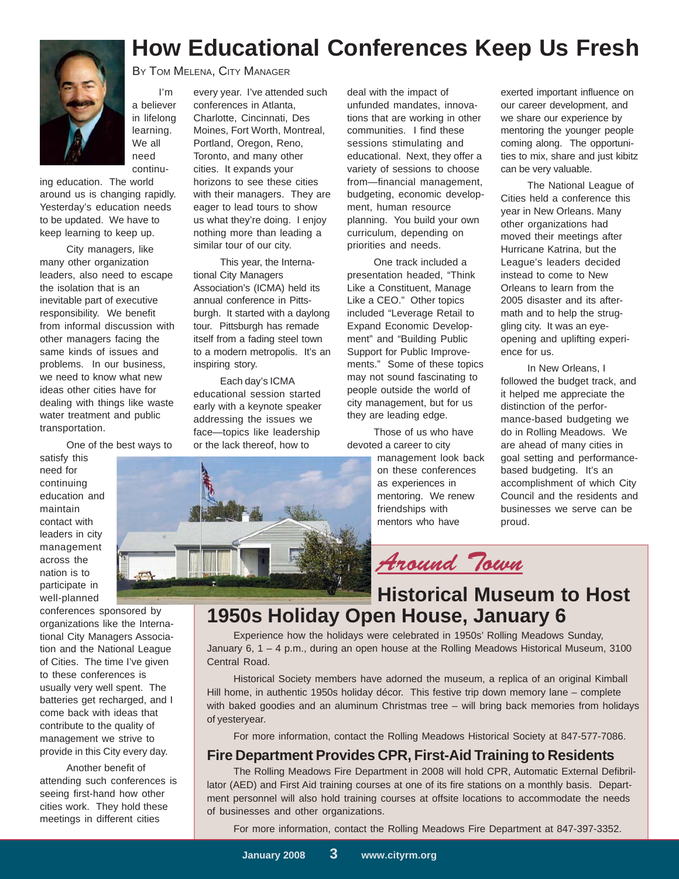# How Educational Conferences Keep Us Fresh

By Tom Melena, City Manager

I'm a believer in lifelong learning. We all need continuing education. The world around us is changing rapidly. Yesterday's education needs to be updated. We have to keep learning to keep up.

City managers, like many other organization leaders, also need to escape the isolation that is an inevitable part of executive responsibility. We benefit from informal discussion with other managers facing the same kinds of issues and problems. In our business, we need to know what new ideas other cities have for dealing with things like waste water treatment and public transportation.

One of the best ways to satisfy this need for continuing education and maintain contact with leaders in city management across the nation is to participate in well-planned conferences sponsored by organizations like the International City Managers Association and the National League of Cities. The time I've given to these conferences is usually very well spent. The batteries get recharged, and I come back with ideas that contribute to the quality of management we strive to provide in this City every day.

Another benefit of attending such conferences is seeing first-hand how other cities work. They hold these meetings in different cities every year. I've attended such conferences in Atlanta, Charlotte, Cincinnati, Des Moines, Fort Worth, Montreal, Portland, Oregon, Reno, Toronto, and many other cities. It expands your horizons to see these cities with their managers. They are eager to lead tours to show us what they're doing. I enjoy nothing more than leading a similar tour of our city.

This year, the International City Managers Association's (ICMA) held its annual conference in Pittsburgh. It started with a daylong tour. Pittsburgh has remade itself from a fading steel town to a modern metropolis. It's an inspiring story.

Each day's ICMA educational session started early with a keynote speaker addressing the issues we face—topics like leadership or the lack thereof, how to deal with the impact of unfunded mandates, innovations that are working in other communities. I find these sessions stimulating and educational. Next, they offer a variety of sessions to choose from—financial management, budgeting, economic development, human resource planning. You build your own curriculum, depending on priorities and needs.

One track included a presentation headed, "Think Like a Constituent, Manage Like a CEO." Other topics included "Leverage Retail to Expand Economic Development" and "Building Public Support for Public Improvements." Some of these topics may not sound fascinating to people outside the world of city management, but for us they are leading edge.

Those of us who have devoted a career to city management look back on these conferences as experiences in mentoring. We renew friendships with mentors who have exerted important influence on our career development, and we share our experience by mentoring the younger people coming along. The opportunities to mix, share and just kibitz can be very valuable.

The National League of Cities held a conference this year in New Orleans. Many other organizations had moved their meetings after Hurricane Katrina, but the League's leaders decided instead to come to New Orleans to learn from the 2005 disaster and its aftermath and to help the struggling city. It was an eye-opening and uplifting experience for us.

In New Orleans, I followed the budget track, and it helped me appreciate the distinction of the performance-based budgeting we do in Rolling Meadows. We are ahead of many cities in goal setting and performance-based budgeting. It's an accomplishment of which City Council and the residents and businesses we serve can be proud.

## *Around Town*

## Historical Museum to Host 1950s Holiday Open House, January 6

Experience how the holidays were celebrated in 1950s' Rolling Meadows Sunday, January 6, 1 – 4 p.m., during an open house at the Rolling Meadows Historical Museum, 3100 Central Road.

Historical Society members have adorned the museum, a replica of an original Kimball Hill home, in authentic 1950s holiday décor. This festive trip down memory lane – complete with baked goodies and an aluminum Christmas tree – will bring back memories from holidays of yesteryear.

For more information, contact the Rolling Meadows Historical Society at 847-577-7086.

### Fire Department Provides CPR, First-Aid Training to Residents

The Rolling Meadows Fire Department in 2008 will hold CPR, Automatic External Defibrillator (AED) and First Aid training courses at one of its fire stations on a monthly basis. Department personnel will also hold training courses at offsite locations to accommodate the needs of businesses and other organizations.

For more information, contact the Rolling Meadows Fire Department at 847-397-3352.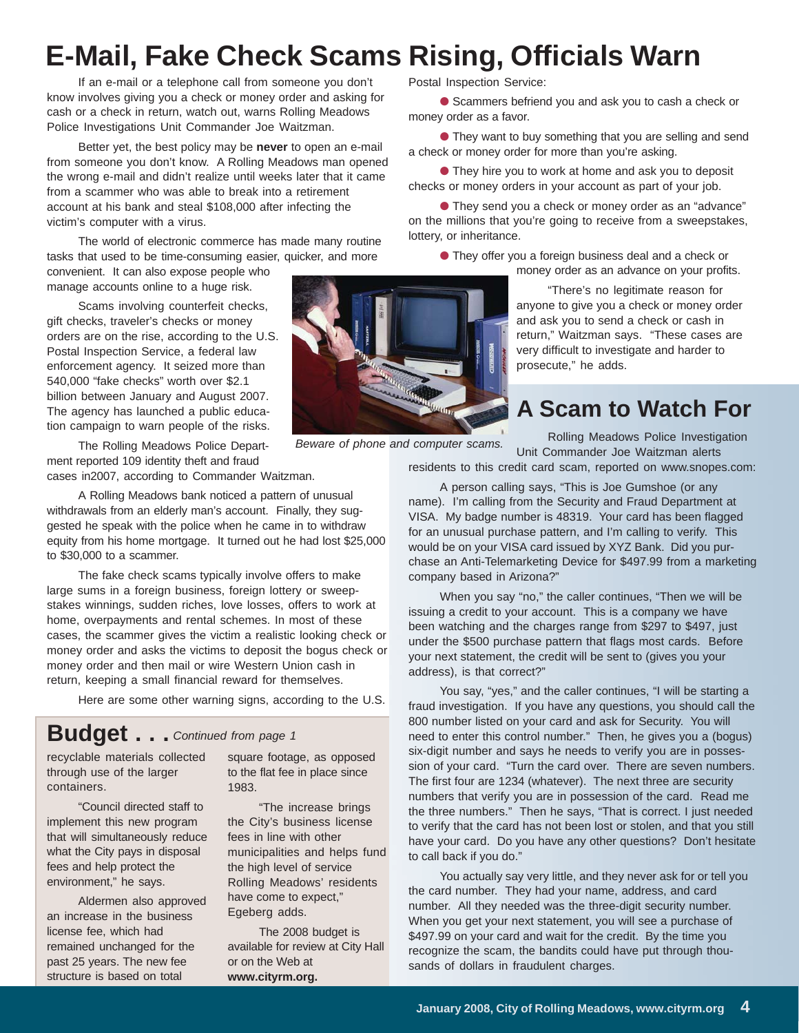# E-Mail, Fake Check Scams Rising, Officials Warn

If an e-mail or a telephone call from someone you don't know involves giving you a check or money order and asking for cash or a check in return, watch out, warns Rolling Meadows Police Investigations Unit Commander Joe Waitzman.

Better yet, the best policy may be **never** to open an e-mail from someone you don't know. A Rolling Meadows man opened the wrong e-mail and didn't realize until weeks later that it came from a scammer who was able to break into a retirement account at his bank and steal $108,000 after infecting the victim's computer with a virus.

The world of electronic commerce has made many routine tasks that used to be time-consuming easier, quicker, and more convenient. It can also expose people who manage accounts online to a huge risk.

Scams involving counterfeit checks, gift checks, traveler's checks or money orders are on the rise, according to the U.S. Postal Inspection Service, a federal law enforcement agency. It seized more than 540,000 "fake checks" worth over $2.1 billion between January and August 2007. The agency has launched a public education campaign to warn people of the risks.

*Beware of phone and computer scams.*

The Rolling Meadows Police Department reported 109 identity theft and fraud cases in2007, according to Commander Waitzman.

A Rolling Meadows bank noticed a pattern of unusual withdrawals from an elderly man's account. Finally, they suggested he speak with the police when he came in to withdraw equity from his home mortgage. It turned out he had lost $25,000 to $30,000 to a scammer.

The fake check scams typically involve offers to make large sums in a foreign business, foreign lottery or sweepstakes winnings, sudden riches, love losses, offers to work at home, overpayments and rental schemes. In most of these cases, the scammer gives the victim a realistic looking check or money order and asks the victims to deposit the bogus check or money order and then mail or wire Western Union cash in return, keeping a small financial reward for themselves.

Here are some other warning signs, according to the U.S. Postal Inspection Service:

- Scammers befriend you and ask you to cash a check or money order as a favor.
- They want to buy something that you are selling and send a check or money order for more than you're asking.
- They hire you to work at home and ask you to deposit checks or money orders in your account as part of your job.
- They send you a check or money order as an "advance" on the millions that you're going to receive from a sweepstakes, lottery, or inheritance.
- They offer you a foreign business deal and a check or money order as an advance on your profits.

"There's no legitimate reason for anyone to give you a check or money order and ask you to send a check or cash in return," Waitzman says. "These cases are very difficult to investigate and harder to prosecute," he adds.

## A Scam to Watch For

Rolling Meadows Police Investigation Unit Commander Joe Waitzman alerts residents to this credit card scam, reported on www.snopes.com:

A person calling says, "This is Joe Gumshoe (or any name). I'm calling from the Security and Fraud Department at VISA. My badge number is 48319. Your card has been flagged for an unusual purchase pattern, and I'm calling to verify. This would be on your VISA card issued by XYZ Bank. Did you purchase an Anti-Telemarketing Device for $497.99 from a marketing company based in Arizona?"

When you say "no," the caller continues, "Then we will be issuing a credit to your account. This is a company we have been watching and the charges range from $297 to $497, just under the $500 purchase pattern that flags most cards. Before your next statement, the credit will be sent to (gives you your address), is that correct?"

You say, "yes," and the caller continues, "I will be starting a fraud investigation. If you have any questions, you should call the 800 number listed on your card and ask for Security. You will need to enter this control number." Then, he gives you a (bogus) six-digit number and says he needs to verify you are in possession of your card. "Turn the card over. There are seven numbers. The first four are 1234 (whatever). The next three are security numbers that verify you are in possession of the card. Read me the three numbers." Then he says, "That is correct. I just needed to verify that the card has not been lost or stolen, and that you still have your card. Do you have any other questions? Don't hesitate to call back if you do."

You actually say very little, and they never ask for or tell you the card number. They had your name, address, and card number. All they needed was the three-digit security number. When you get your next statement, you will see a purchase of $497.99 on your card and wait for the credit. By the time you recognize the scam, the bandits could have put through thousands of dollars in fraudulent charges.

## Budget . . . *Continued from page 1*

recyclable materials collected through use of the larger containers.

"Council directed staff to implement this new program that will simultaneously reduce what the City pays in disposal fees and help protect the environment," he says.

Aldermen also approved an increase in the business license fee, which had remained unchanged for the past 25 years. The new fee structure is based on total square footage, as opposed to the flat fee in place since 1983.

"The increase brings the City's business license fees in line with other municipalities and helps fund the high level of service Rolling Meadows' residents have come to expect," Egeberg adds.

The 2008 budget is available for review at City Hall or on the Web at **www.cityrm.org.**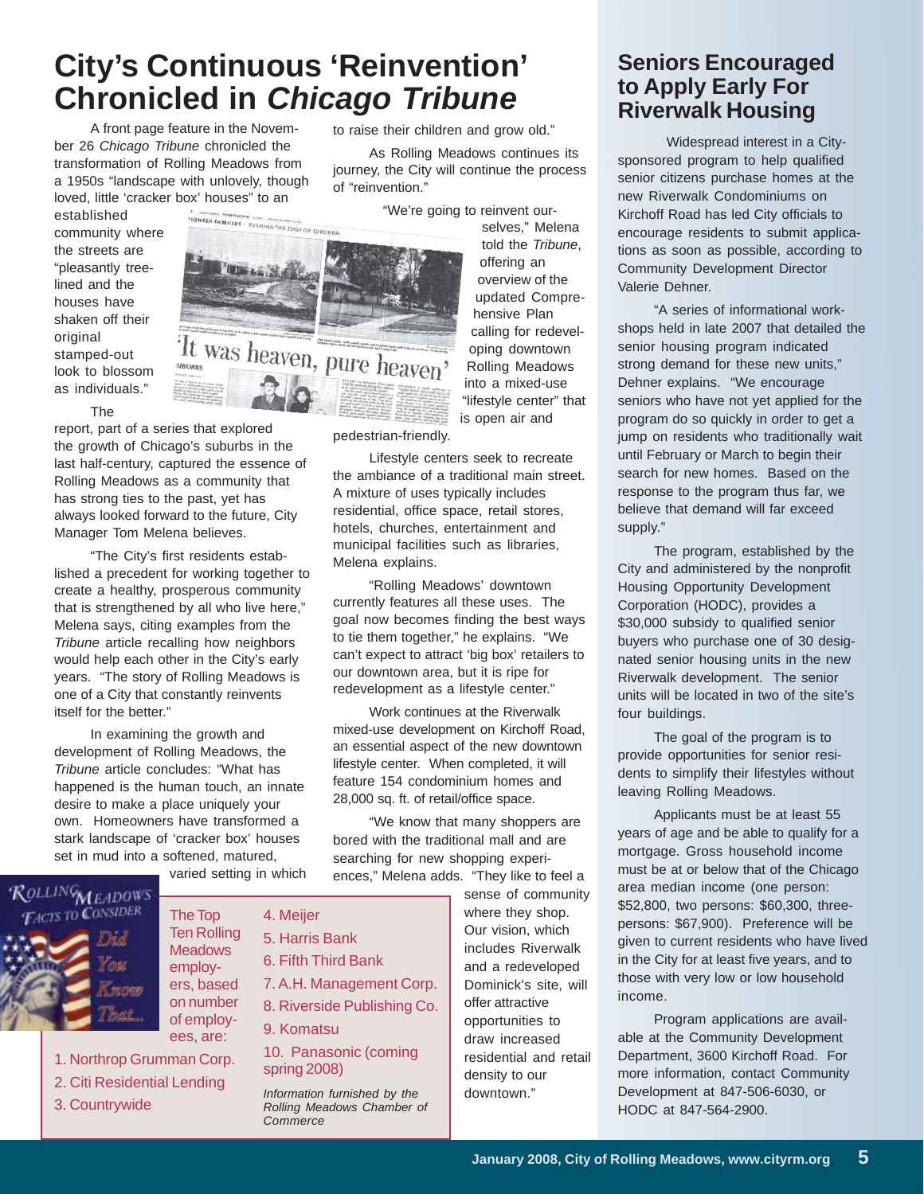# City's Continuous 'Reinvention' Chronicled in *Chicago Tribune*

A front page feature in the November 26 *Chicago Tribune* chronicled the transformation of Rolling Meadows from a 1950s "landscape with unlovely, though loved, little 'cracker box' houses" to an established community where the streets are "pleasantly tree-lined and the houses have shaken off their original stamped-out look to blossom as individuals."

The report, part of a series that explored the growth of Chicago's suburbs in the last half-century, captured the essence of Rolling Meadows as a community that has strong ties to the past, yet has always looked forward to the future, City Manager Tom Melena believes.

"The City's first residents established a precedent for working together to create a healthy, prosperous community that is strengthened by all who live here," Melena says, citing examples from the *Tribune* article recalling how neighbors would help each other in the City's early years. "The story of Rolling Meadows is one of a City that constantly reinvents itself for the better."

In examining the growth and development of Rolling Meadows, the *Tribune* article concludes: "What has happened is the human touch, an innate desire to make a place uniquely your own. Homeowners have transformed a stark landscape of 'cracker box' houses set in mud into a softened, matured, varied setting in which to raise their children and grow old."

As Rolling Meadows continues its journey, the City will continue the process of "reinvention."

"We're going to reinvent ourselves," Melena told the *Tribune*, offering an overview of the updated Comprehensive Plan calling for redeveloping downtown Rolling Meadows into a mixed-use "lifestyle center" that is open air and pedestrian-friendly.

Lifestyle centers seek to recreate the ambiance of a traditional main street. A mixture of uses typically includes residential, office space, retail stores, hotels, churches, entertainment and municipal facilities such as libraries, Melena explains.

"Rolling Meadows' downtown currently features all these uses. The goal now becomes finding the best ways to tie them together," he explains. "We can't expect to attract 'big box' retailers to our downtown area, but it is ripe for redevelopment as a lifestyle center."

Work continues at the Riverwalk mixed-use development on Kirchoff Road, an essential aspect of the new downtown lifestyle center. When completed, it will feature 154 condominium homes and 28,000 sq. ft. of retail/office space.

"We know that many shoppers are bored with the traditional mall and are searching for new shopping experiences," Melena adds. "They like to feel a sense of community where they shop. Our vision, which includes Riverwalk and a redeveloped Dominick's site, will offer attractive opportunities to draw increased residential and retail density to our downtown."

## Rolling Meadows Facts to Consider — Did You Know That...

The Top Ten Rolling Meadows employers, based on number of employees, are:

1. Northrop Grumman Corp.
2. Citi Residential Lending
3. Countrywide
4. Meijer
5. Harris Bank
6. Fifth Third Bank
7. A.H. Management Corp.
8. Riverside Publishing Co.
9. Komatsu
10. Panasonic (coming spring 2008)

*Information furnished by the Rolling Meadows Chamber of Commerce*

# Seniors Encouraged to Apply Early For Riverwalk Housing

Widespread interest in a City-sponsored program to help qualified senior citizens purchase homes at the new Riverwalk Condominiums on Kirchoff Road has led City officials to encourage residents to submit applications as soon as possible, according to Community Development Director Valerie Dehner.

"A series of informational workshops held in late 2007 that detailed the senior housing program indicated strong demand for these new units," Dehner explains. "We encourage seniors who have not yet applied for the program do so quickly in order to get a jump on residents who traditionally wait until February or March to begin their search for new homes. Based on the response to the program thus far, we believe that demand will far exceed supply."

The program, established by the City and administered by the nonprofit Housing Opportunity Development Corporation (HODC), provides a $30,000 subsidy to qualified senior buyers who purchase one of 30 designated senior housing units in the new Riverwalk development. The senior units will be located in two of the site's four buildings.

The goal of the program is to provide opportunities for senior residents to simplify their lifestyles without leaving Rolling Meadows.

Applicants must be at least 55 years of age and be able to qualify for a mortgage. Gross household income must be at or below that of the Chicago area median income (one person: $52,800, two persons: $60,300, three-persons: $67,900). Preference will be given to current residents who have lived in the City for at least five years, and to those with very low or low household income.

Program applications are available at the Community Development Department, 3600 Kirchoff Road. For more information, contact Community Development at 847-506-6030, or HODC at 847-564-2900.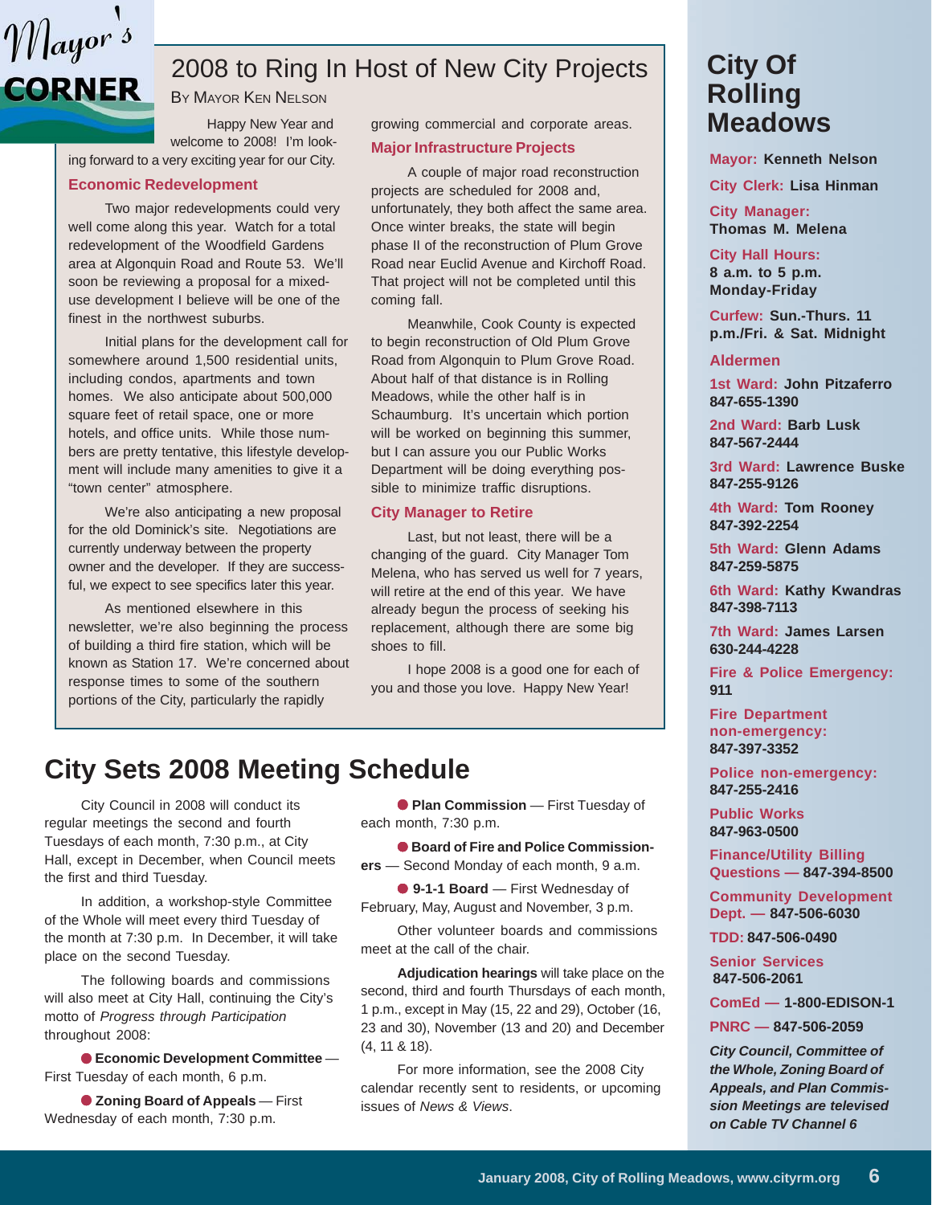Mayor's CORNER

# 2008 to Ring In Host of New City Projects

By Mayor Ken Nelson

Happy New Year and welcome to 2008! I'm looking forward to a very exciting year for our City.

### Economic Redevelopment

Two major redevelopments could very well come along this year. Watch for a total redevelopment of the Woodfield Gardens area at Algonquin Road and Route 53. We'll soon be reviewing a proposal for a mixed-use development I believe will be one of the finest in the northwest suburbs.

Initial plans for the development call for somewhere around 1,500 residential units, including condos, apartments and town homes. We also anticipate about 500,000 square feet of retail space, one or more hotels, and office units. While those numbers are pretty tentative, this lifestyle development will include many amenities to give it a "town center" atmosphere.

We're also anticipating a new proposal for the old Dominick's site. Negotiations are currently underway between the property owner and the developer. If they are successful, we expect to see specifics later this year.

As mentioned elsewhere in this newsletter, we're also beginning the process of building a third fire station, which will be known as Station 17. We're concerned about response times to some of the southern portions of the City, particularly the rapidly growing commercial and corporate areas.

### Major Infrastructure Projects

A couple of major road reconstruction projects are scheduled for 2008 and, unfortunately, they both affect the same area. Once winter breaks, the state will begin phase II of the reconstruction of Plum Grove Road near Euclid Avenue and Kirchoff Road. That project will not be completed until this coming fall.

Meanwhile, Cook County is expected to begin reconstruction of Old Plum Grove Road from Algonquin to Plum Grove Road. About half of that distance is in Rolling Meadows, while the other half is in Schaumburg. It's uncertain which portion will be worked on beginning this summer, but I can assure you our Public Works Department will be doing everything possible to minimize traffic disruptions.

### City Manager to Retire

Last, but not least, there will be a changing of the guard. City Manager Tom Melena, who has served us well for 7 years, will retire at the end of this year. We have already begun the process of seeking his replacement, although there are some big shoes to fill.

I hope 2008 is a good one for each of you and those you love. Happy New Year!

# City Sets 2008 Meeting Schedule

City Council in 2008 will conduct its regular meetings the second and fourth Tuesdays of each month, 7:30 p.m., at City Hall, except in December, when Council meets the first and third Tuesday.

In addition, a workshop-style Committee of the Whole will meet every third Tuesday of the month at 7:30 p.m. In December, it will take place on the second Tuesday.

The following boards and commissions will also meet at City Hall, continuing the City's motto of *Progress through Participation* throughout 2008:

- **Economic Development Committee** — First Tuesday of each month, 6 p.m.
- **Zoning Board of Appeals** — First Wednesday of each month, 7:30 p.m.
- **Plan Commission** — First Tuesday of each month, 7:30 p.m.
- **Board of Fire and Police Commissioners** — Second Monday of each month, 9 a.m.
- **9-1-1 Board** — First Wednesday of February, May, August and November, 3 p.m.

Other volunteer boards and commissions meet at the call of the chair.

**Adjudication hearings** will take place on the second, third and fourth Thursdays of each month, 1 p.m., except in May (15, 22 and 29), October (16, 23 and 30), November (13 and 20) and December (4, 11 & 18).

For more information, see the 2008 City calendar recently sent to residents, or upcoming issues of *News & Views*.

## City Of Rolling Meadows

**Mayor:** Kenneth Nelson

**City Clerk:** Lisa Hinman

**City Manager:** Thomas M. Melena

**City Hall Hours:** 8 a.m. to 5 p.m. Monday-Friday

**Curfew:** Sun.-Thurs. 11 p.m./Fri. & Sat. Midnight

**Aldermen**

**1st Ward:** John Pitzaferro 847-655-1390

**2nd Ward:** Barb Lusk 847-567-2444

**3rd Ward:** Lawrence Buske 847-255-9126

**4th Ward:** Tom Rooney 847-392-2254

**5th Ward:** Glenn Adams 847-259-5875

**6th Ward:** Kathy Kwandras 847-398-7113

**7th Ward:** James Larsen 630-244-4228

**Fire & Police Emergency:** 911

**Fire Department non-emergency:** 847-397-3352

**Police non-emergency:** 847-255-2416

**Public Works** 847-963-0500

**Finance/Utility Billing Questions** — 847-394-8500

**Community Development Dept.** — 847-506-6030

**TDD:** 847-506-0490

**Senior Services** 847-506-2061

**ComEd** — 1-800-EDISON-1

**PNRC** — 847-506-2059

***City Council, Committee of the Whole, Zoning Board of Appeals, and Plan Commission Meetings are televised on Cable TV Channel 6***